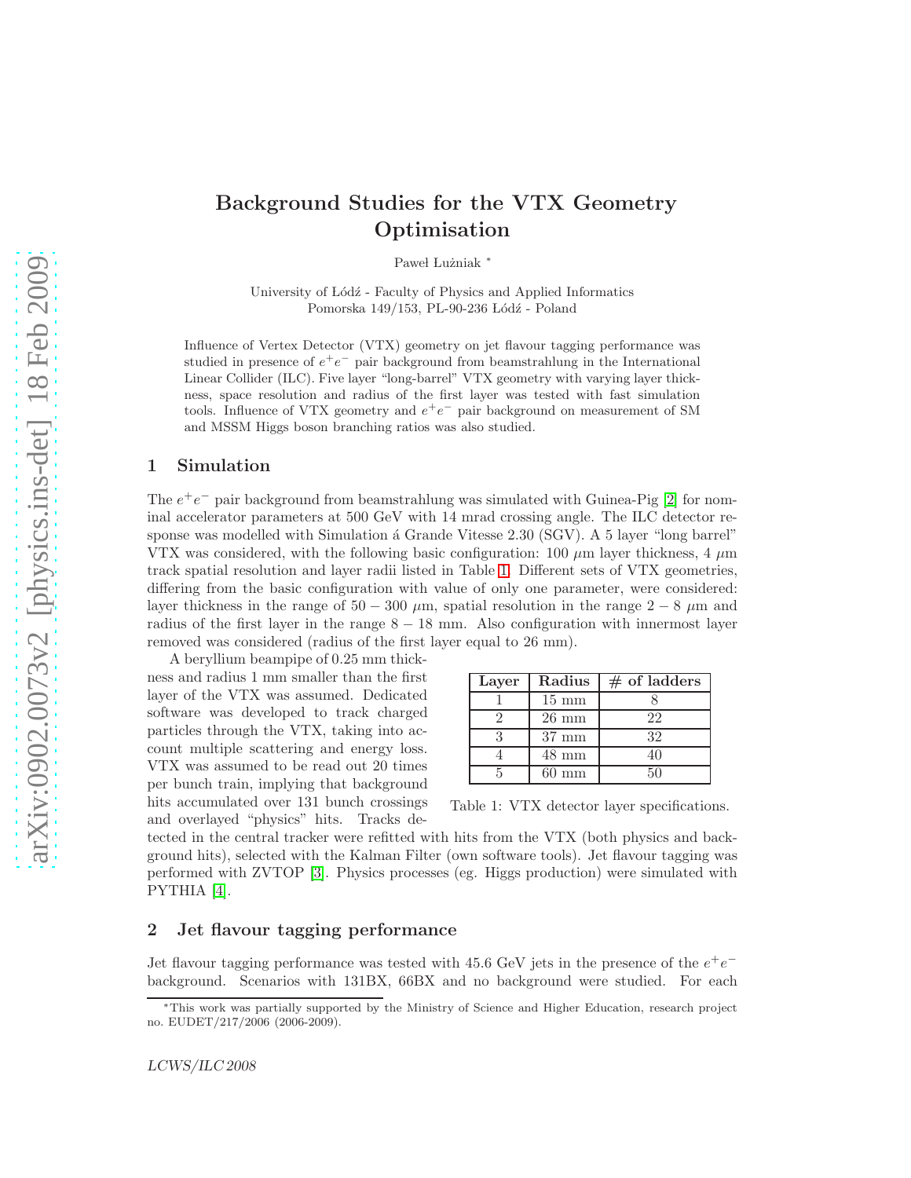# Background Studies for the VTX Geometry Optimisation

Paweł Łużniak *

University of Łódź - Faculty of Physics and Applied Informatics
Pomorska 149/153, PL-90-236 Łódź - Poland

Influence of Vertex Detector (VTX) geometry on jet flavour tagging performance was studied in presence of $e^+e^-$ pair background from beamstrahlung in the International Linear Collider (ILC). Five layer "long-barrel" VTX geometry with varying layer thickness, space resolution and radius of the first layer was tested with fast simulation tools. Influence of VTX geometry and $e^+e^-$ pair background on measurement of SM and MSSM Higgs boson branching ratios was also studied.

## 1 Simulation

The $e^+e^-$ pair background from beamstrahlung was simulated with Guinea-Pig [2] for nominal accelerator parameters at 500 GeV with 14 mrad crossing angle. The ILC detector response was modelled with Simulation á Grande Vitesse 2.30 (SGV). A 5 layer "long barrel" VTX was considered, with the following basic configuration: 100 $\mu$m layer thickness, 4 $\mu$m track spatial resolution and layer radii listed in Table 1. Different sets of VTX geometries, differing from the basic configuration with value of only one parameter, were considered: layer thickness in the range of $50 - 300$ $\mu$m, spatial resolution in the range $2 - 8$ $\mu$m and radius of the first layer in the range $8 - 18$ mm. Also configuration with innermost layer removed was considered (radius of the first layer equal to 26 mm).

A beryllium beampipe of 0.25 mm thickness and radius 1 mm smaller than the first layer of the VTX was assumed. Dedicated software was developed to track charged particles through the VTX, taking into account multiple scattering and energy loss. VTX was assumed to be read out 20 times per bunch train, implying that background hits accumulated over 131 bunch crossings and overlayed "physics" hits. Tracks detected in the central tracker were refitted with hits from the VTX (both physics and background hits), selected with the Kalman Filter (own software tools). Jet flavour tagging was performed with ZVTOP [3]. Physics processes (eg. Higgs production) were simulated with PYTHIA [4].

| Layer | Radius | # of ladders |
|---|---|---|
| 1 | 15 mm | 8 |
| 2 | 26 mm | 22 |
| 3 | 37 mm | 32 |
| 4 | 48 mm | 40 |
| 5 | 60 mm | 50 |

Table 1: VTX detector layer specifications.

## 2 Jet flavour tagging performance

Jet flavour tagging performance was tested with 45.6 GeV jets in the presence of the $e^+e^-$ background. Scenarios with 131BX, 66BX and no background were studied. For each

*This work was partially supported by the Ministry of Science and Higher Education, research project no. EUDET/217/2006 (2006-2009).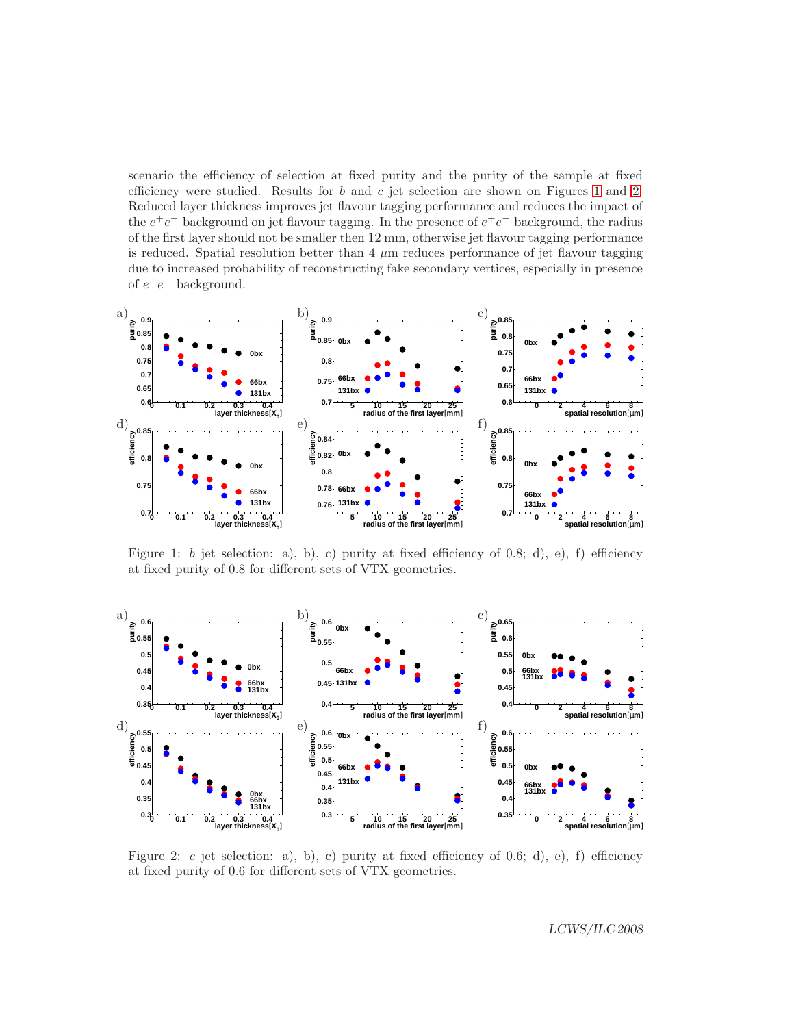scenario the efficiency of selection at fixed purity and the purity of the sample at fixed efficiency were studied. Results for $b$ and $c$ jet selection are shown on Figures 1 and 2. Reduced layer thickness improves jet flavour tagging performance and reduces the impact of the $e^+e^-$ background on jet flavour tagging. In the presence of $e^+e^-$ background, the radius of the first layer should not be smaller then 12 mm, otherwise jet flavour tagging performance is reduced. Spatial resolution better than 4 $\mu$m reduces performance of jet flavour tagging due to increased probability of reconstructing fake secondary vertices, especially in presence of $e^+e^-$ background.

Figure 1: $b$ jet selection: a), b), c) purity at fixed efficiency of 0.8; d), e), f) efficiency at fixed purity of 0.8 for different sets of VTX geometries.

Figure 2: $c$ jet selection: a), b), c) purity at fixed efficiency of 0.6; d), e), f) efficiency at fixed purity of 0.6 for different sets of VTX geometries.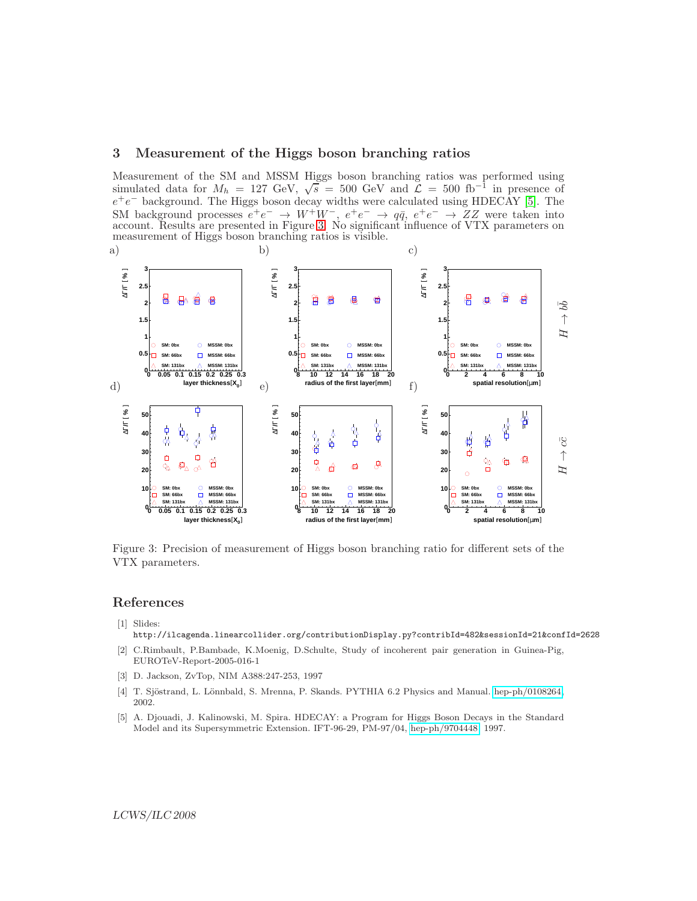## 3 Measurement of the Higgs boson branching ratios

Measurement of the SM and MSSM Higgs boson branching ratios was performed using simulated data for $M_h = 127$ GeV, $\sqrt{s} = 500$ GeV and $\mathcal{L} = 500$ fb$^{-1}$ in presence of $e^+e^-$ background. The Higgs boson decay widths were calculated using HDECAY [5]. The SM background processes $e^+e^- \to W^+W^-$, $e^+e^- \to q\bar{q}$, $e^+e^- \to ZZ$ were taken into account. Results are presented in Figure 3. No significant influence of VTX parameters on measurement of Higgs boson branching ratios is visible.

a) b) c)

$\Delta\Gamma/\Gamma$ [ % ]

SM: 0bx MSSM: 0bx
SM: 66bx MSSM: 66bx
SM: 131bx MSSM: 131bx

layer thickness[$X_0$]
radius of the first layer[mm]
spatial resolution[μm]

$H \to b\bar{b}$

d) e) f)

$\Delta\Gamma/\Gamma$ [ % ]

SM: 0bx MSSM: 0bx
SM: 66bx MSSM: 66bx
SM: 131bx MSSM: 131bx

layer thickness[$X_0$]
radius of the first layer[mm]
spatial resolution[μm]

$H \to c\bar{c}$

Figure 3: Precision of measurement of Higgs boson branching ratio for different sets of the VTX parameters.

## References

[1] Slides:
http://ilcagenda.linearcollider.org/contributionDisplay.py?contribId=482&sessionId=21&confId=2628

[2] C.Rimbault, P.Bambade, K.Moenig, D.Schulte, Study of incoherent pair generation in Guinea-Pig, EUROTeV-Report-2005-016-1

[3] D. Jackson, ZvTop, NIM A388:247-253, 1997

[4] T. Sjöstrand, L. Lönnbald, S. Mrenna, P. Skands. PYTHIA 6.2 Physics and Manual. hep-ph/0108264, 2002.

[5] A. Djouadi, J. Kalinowski, M. Spira. HDECAY: a Program for Higgs Boson Decays in the Standard Model and its Supersymmetric Extension. IFT-96-29, PM-97/04, hep-ph/9704448, 1997.